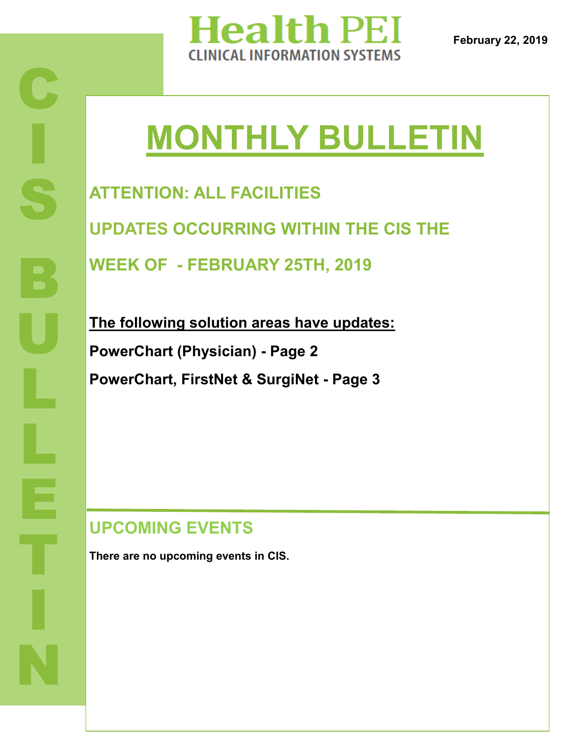Health PEI
CLINICAL INFORMATION SYSTEMS

February 22, 2019

CIS BULLETIN

# MONTHLY BULLETIN

## ATTENTION: ALL FACILITIES

## UPDATES OCCURRING WITHIN THE CIS THE WEEK OF - FEBRUARY 25TH, 2019

**The following solution areas have updates:**

**PowerChart (Physician) - Page 2**

**PowerChart, FirstNet & SurgiNet - Page 3**

## UPCOMING EVENTS

**There are no upcoming events in CIS.**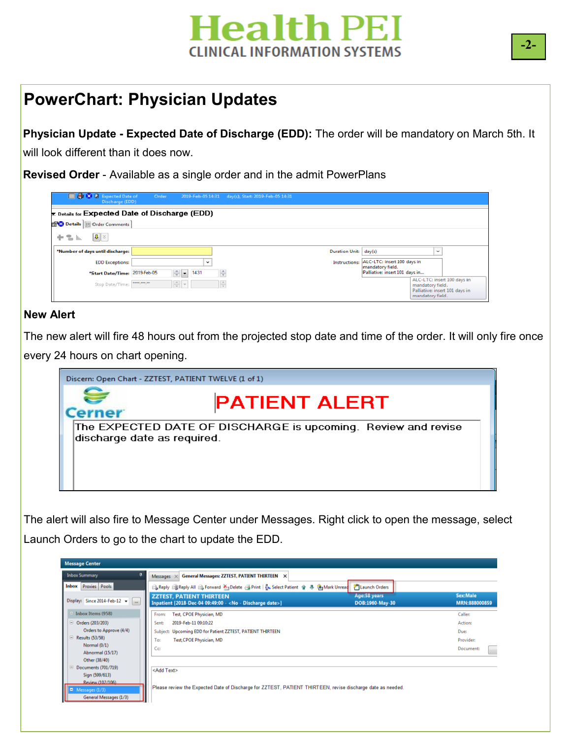# PowerChart: Physician Updates

**Physician Update - Expected Date of Discharge (EDD):** The order will be mandatory on March 5th. It will look different than it does now.

**Revised Order** - Available as a single order and in the admit PowerPlans

**New Alert**

The new alert will fire 48 hours out from the projected stop date and time of the order. It will only fire once every 24 hours on chart opening.

The alert will also fire to Message Center under Messages. Right click to open the message, select Launch Orders to go to the chart to update the EDD.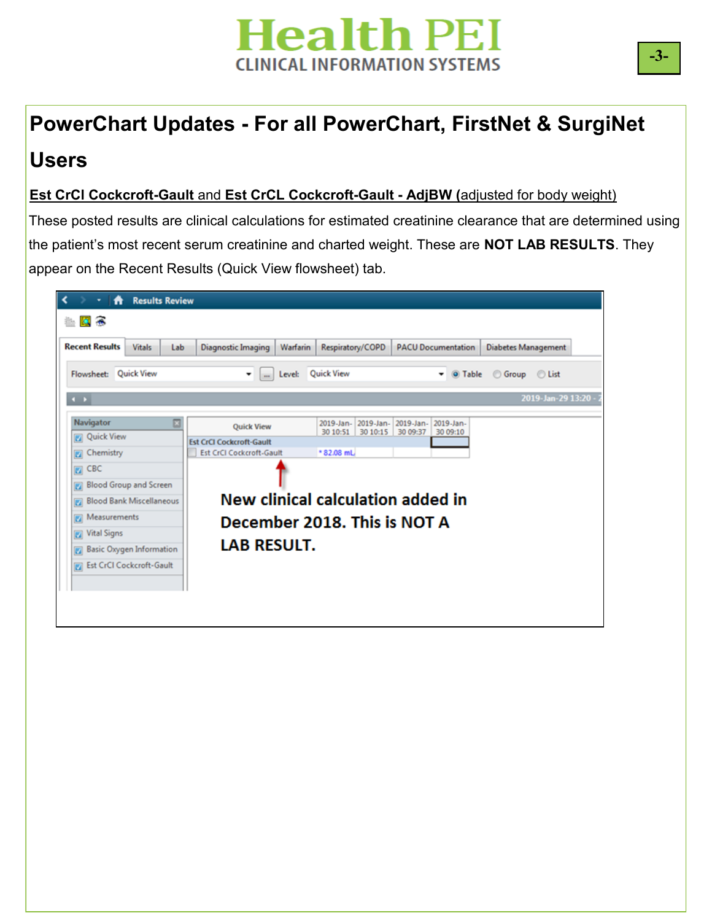## PowerChart Updates - For all PowerChart, FirstNet & SurgiNet Users

**Est CrCl Cockcroft-Gault** and **Est CrCL Cockcroft-Gault - AdjBW (**adjusted for body weight)

These posted results are clinical calculations for estimated creatinine clearance that are determined using the patient's most recent serum creatinine and charted weight. These are **NOT LAB RESULTS**. They appear on the Recent Results (Quick View flowsheet) tab.

Results Review

Recent Results | Vitals | Lab | Diagnostic Imaging | Warfarin | Respiratory/COPD | PACU Documentation | Diabetes Management

Flowsheet: Quick View   Level: Quick View   Table   Group   List

2019-Jan-29 13:20 - 2

Navigator
- Quick View
- Chemistry
- CBC
- Blood Group and Screen
- Blood Bank Miscellaneous
- Measurements
- Vital Signs
- Basic Oxygen Information
- Est CrCl Cockcroft-Gault

| Quick View | 2019-Jan-30 10:51 | 2019-Jan-30 10:15 | 2019-Jan-30 09:37 | 2019-Jan-30 09:10 |
|---|---|---|---|---|
| Est CrCl Cockcroft-Gault | | | | |
| Est CrCl Cockcroft-Gault | * 82.08 mL | | | |

New clinical calculation added in December 2018. This is NOT A LAB RESULT.